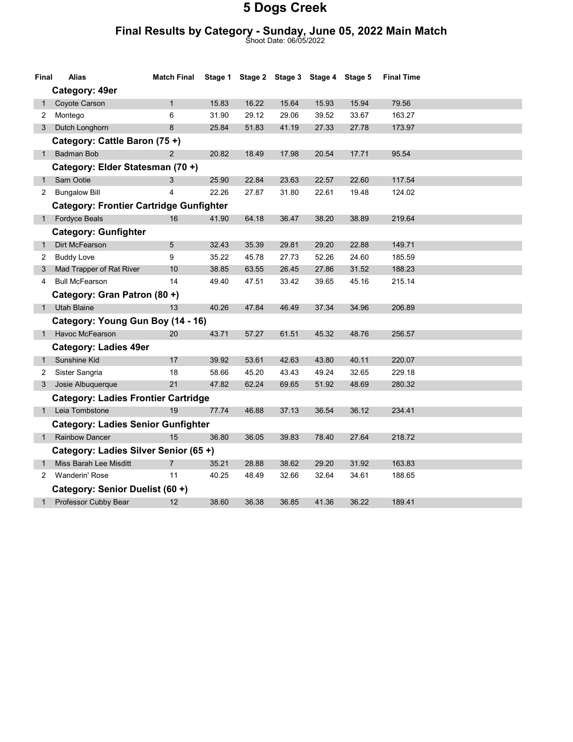# 5 Dogs Creek

## Final Results by Category - Sunday, June 05, 2022 Main Match

Shoot Date: 06/05/2022

| Final | Alias | Match Final | Stage 1 | Stage 2 | Stage 3 | Stage 4 | Stage 5 | Final Time |
|---|---|---|---|---|---|---|---|---|
| | **Category: 49er** | | | | | | | |
| 1 | Coyote Carson | 1 | 15.83 | 16.22 | 15.64 | 15.93 | 15.94 | 79.56 |
| 2 | Montego | 6 | 31.90 | 29.12 | 29.06 | 39.52 | 33.67 | 163.27 |
| 3 | Dutch Longhorn | 8 | 25.84 | 51.83 | 41.19 | 27.33 | 27.78 | 173.97 |
| | **Category: Cattle Baron (75 +)** | | | | | | | |
| 1 | Badman Bob | 2 | 20.82 | 18.49 | 17.98 | 20.54 | 17.71 | 95.54 |
| | **Category: Elder Statesman (70 +)** | | | | | | | |
| 1 | Sam Ootie | 3 | 25.90 | 22.84 | 23.63 | 22.57 | 22.60 | 117.54 |
| 2 | Bungalow Bill | 4 | 22.26 | 27.87 | 31.80 | 22.61 | 19.48 | 124.02 |
| | **Category: Frontier Cartridge Gunfighter** | | | | | | | |
| 1 | Fordyce Beals | 16 | 41.90 | 64.18 | 36.47 | 38.20 | 38.89 | 219.64 |
| | **Category: Gunfighter** | | | | | | | |
| 1 | Dirt McFearson | 5 | 32.43 | 35.39 | 29.81 | 29.20 | 22.88 | 149.71 |
| 2 | Buddy Love | 9 | 35.22 | 45.78 | 27.73 | 52.26 | 24.60 | 185.59 |
| 3 | Mad Trapper of Rat River | 10 | 38.85 | 63.55 | 26.45 | 27.86 | 31.52 | 188.23 |
| 4 | Bull McFearson | 14 | 49.40 | 47.51 | 33.42 | 39.65 | 45.16 | 215.14 |
| | **Category: Gran Patron (80 +)** | | | | | | | |
| 1 | Utah Blaine | 13 | 40.26 | 47.84 | 46.49 | 37.34 | 34.96 | 206.89 |
| | **Category: Young Gun Boy (14 - 16)** | | | | | | | |
| 1 | Havoc McFearson | 20 | 43.71 | 57.27 | 61.51 | 45.32 | 48.76 | 256.57 |
| | **Category: Ladies 49er** | | | | | | | |
| 1 | Sunshine Kid | 17 | 39.92 | 53.61 | 42.63 | 43.80 | 40.11 | 220.07 |
| 2 | Sister Sangria | 18 | 58.66 | 45.20 | 43.43 | 49.24 | 32.65 | 229.18 |
| 3 | Josie Albuquerque | 21 | 47.82 | 62.24 | 69.65 | 51.92 | 48.69 | 280.32 |
| | **Category: Ladies Frontier Cartridge** | | | | | | | |
| 1 | Leia Tombstone | 19 | 77.74 | 46.88 | 37.13 | 36.54 | 36.12 | 234.41 |
| | **Category: Ladies Senior Gunfighter** | | | | | | | |
| 1 | Rainbow Dancer | 15 | 36.80 | 36.05 | 39.83 | 78.40 | 27.64 | 218.72 |
| | **Category: Ladies Silver Senior (65 +)** | | | | | | | |
| 1 | Miss Barah Lee Misditt | 7 | 35.21 | 28.88 | 38.62 | 29.20 | 31.92 | 163.83 |
| 2 | Wanderin' Rose | 11 | 40.25 | 48.49 | 32.66 | 32.64 | 34.61 | 188.65 |
| | **Category: Senior Duelist (60 +)** | | | | | | | |
| 1 | Professor Cubby Bear | 12 | 38.60 | 36.38 | 36.85 | 41.36 | 36.22 | 189.41 |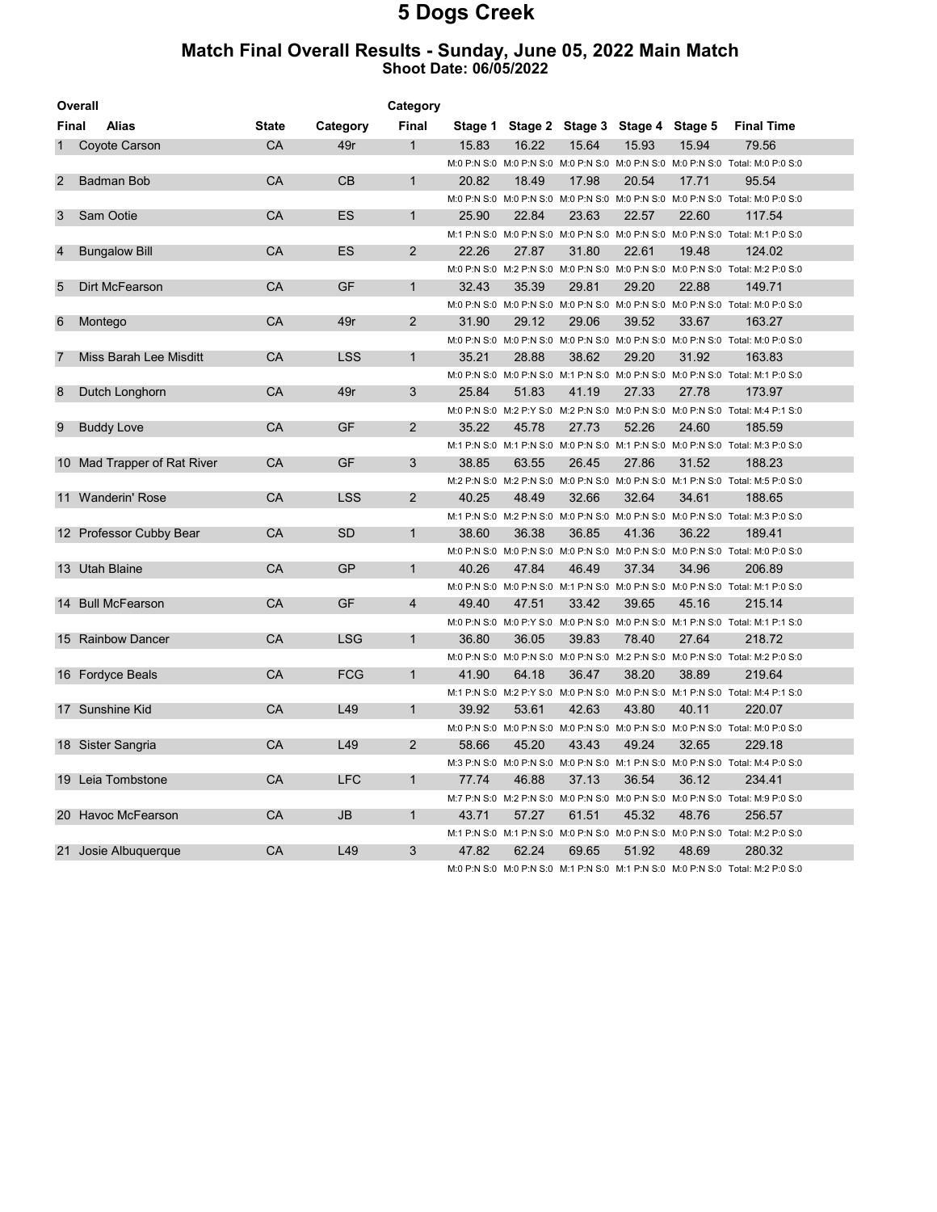# 5 Dogs Creek

## Match Final Overall Results - Sunday, June 05, 2022 Main Match

### Shoot Date: 06/05/2022

| Overall Final | Alias | State | Category | Category Final | Stage 1 | Stage 2 | Stage 3 | Stage 4 | Stage 5 | Final Time |
|---|---|---|---|---|---|---|---|---|---|---|
| 1 | Coyote Carson | CA | 49r | 1 | 15.83 | 16.22 | 15.64 | 15.93 | 15.94 | 79.56 |
| | | | | | M:0 P:N S:0 | M:0 P:N S:0 | M:0 P:N S:0 | M:0 P:N S:0 | M:0 P:N S:0 | Total: M:0 P:0 S:0 |
| 2 | Badman Bob | CA | CB | 1 | 20.82 | 18.49 | 17.98 | 20.54 | 17.71 | 95.54 |
| | | | | | M:0 P:N S:0 | M:0 P:N S:0 | M:0 P:N S:0 | M:0 P:N S:0 | M:0 P:N S:0 | Total: M:0 P:0 S:0 |
| 3 | Sam Ootie | CA | ES | 1 | 25.90 | 22.84 | 23.63 | 22.57 | 22.60 | 117.54 |
| | | | | | M:1 P:N S:0 | M:0 P:N S:0 | M:0 P:N S:0 | M:0 P:N S:0 | M:0 P:N S:0 | Total: M:1 P:0 S:0 |
| 4 | Bungalow Bill | CA | ES | 2 | 22.26 | 27.87 | 31.80 | 22.61 | 19.48 | 124.02 |
| | | | | | M:0 P:N S:0 | M:2 P:N S:0 | M:0 P:N S:0 | M:0 P:N S:0 | M:0 P:N S:0 | Total: M:2 P:0 S:0 |
| 5 | Dirt McFearson | CA | GF | 1 | 32.43 | 35.39 | 29.81 | 29.20 | 22.88 | 149.71 |
| | | | | | M:0 P:N S:0 | M:0 P:N S:0 | M:0 P:N S:0 | M:0 P:N S:0 | M:0 P:N S:0 | Total: M:0 P:0 S:0 |
| 6 | Montego | CA | 49r | 2 | 31.90 | 29.12 | 29.06 | 39.52 | 33.67 | 163.27 |
| | | | | | M:0 P:N S:0 | M:0 P:N S:0 | M:0 P:N S:0 | M:0 P:N S:0 | M:0 P:N S:0 | Total: M:0 P:0 S:0 |
| 7 | Miss Barah Lee Misditt | CA | LSS | 1 | 35.21 | 28.88 | 38.62 | 29.20 | 31.92 | 163.83 |
| | | | | | M:0 P:N S:0 | M:0 P:N S:0 | M:1 P:N S:0 | M:0 P:N S:0 | M:0 P:N S:0 | Total: M:1 P:0 S:0 |
| 8 | Dutch Longhorn | CA | 49r | 3 | 25.84 | 51.83 | 41.19 | 27.33 | 27.78 | 173.97 |
| | | | | | M:0 P:N S:0 | M:2 P:Y S:0 | M:2 P:N S:0 | M:0 P:N S:0 | M:0 P:N S:0 | Total: M:4 P:1 S:0 |
| 9 | Buddy Love | CA | GF | 2 | 35.22 | 45.78 | 27.73 | 52.26 | 24.60 | 185.59 |
| | | | | | M:1 P:N S:0 | M:1 P:N S:0 | M:0 P:N S:0 | M:1 P:N S:0 | M:0 P:N S:0 | Total: M:3 P:0 S:0 |
| 10 | Mad Trapper of Rat River | CA | GF | 3 | 38.85 | 63.55 | 26.45 | 27.86 | 31.52 | 188.23 |
| | | | | | M:2 P:N S:0 | M:2 P:N S:0 | M:0 P:N S:0 | M:0 P:N S:0 | M:1 P:N S:0 | Total: M:5 P:0 S:0 |
| 11 | Wanderin' Rose | CA | LSS | 2 | 40.25 | 48.49 | 32.66 | 32.64 | 34.61 | 188.65 |
| | | | | | M:1 P:N S:0 | M:2 P:N S:0 | M:0 P:N S:0 | M:0 P:N S:0 | M:0 P:N S:0 | Total: M:3 P:0 S:0 |
| 12 | Professor Cubby Bear | CA | SD | 1 | 38.60 | 36.38 | 36.85 | 41.36 | 36.22 | 189.41 |
| | | | | | M:0 P:N S:0 | M:0 P:N S:0 | M:0 P:N S:0 | M:0 P:N S:0 | M:0 P:N S:0 | Total: M:0 P:0 S:0 |
| 13 | Utah Blaine | CA | GP | 1 | 40.26 | 47.84 | 46.49 | 37.34 | 34.96 | 206.89 |
| | | | | | M:0 P:N S:0 | M:0 P:N S:0 | M:1 P:N S:0 | M:0 P:N S:0 | M:0 P:N S:0 | Total: M:1 P:0 S:0 |
| 14 | Bull McFearson | CA | GF | 4 | 49.40 | 47.51 | 33.42 | 39.65 | 45.16 | 215.14 |
| | | | | | M:0 P:N S:0 | M:0 P:Y S:0 | M:0 P:N S:0 | M:0 P:N S:0 | M:1 P:N S:0 | Total: M:1 P:1 S:0 |
| 15 | Rainbow Dancer | CA | LSG | 1 | 36.80 | 36.05 | 39.83 | 78.40 | 27.64 | 218.72 |
| | | | | | M:0 P:N S:0 | M:0 P:N S:0 | M:0 P:N S:0 | M:2 P:N S:0 | M:0 P:N S:0 | Total: M:2 P:0 S:0 |
| 16 | Fordyce Beals | CA | FCG | 1 | 41.90 | 64.18 | 36.47 | 38.20 | 38.89 | 219.64 |
| | | | | | M:1 P:N S:0 | M:2 P:Y S:0 | M:0 P:N S:0 | M:0 P:N S:0 | M:1 P:N S:0 | Total: M:4 P:1 S:0 |
| 17 | Sunshine Kid | CA | L49 | 1 | 39.92 | 53.61 | 42.63 | 43.80 | 40.11 | 220.07 |
| | | | | | M:0 P:N S:0 | M:0 P:N S:0 | M:0 P:N S:0 | M:0 P:N S:0 | M:0 P:N S:0 | Total: M:0 P:0 S:0 |
| 18 | Sister Sangria | CA | L49 | 2 | 58.66 | 45.20 | 43.43 | 49.24 | 32.65 | 229.18 |
| | | | | | M:3 P:N S:0 | M:0 P:N S:0 | M:0 P:N S:0 | M:1 P:N S:0 | M:0 P:N S:0 | Total: M:4 P:0 S:0 |
| 19 | Leia Tombstone | CA | LFC | 1 | 77.74 | 46.88 | 37.13 | 36.54 | 36.12 | 234.41 |
| | | | | | M:7 P:N S:0 | M:2 P:N S:0 | M:0 P:N S:0 | M:0 P:N S:0 | M:0 P:N S:0 | Total: M:9 P:0 S:0 |
| 20 | Havoc McFearson | CA | JB | 1 | 43.71 | 57.27 | 61.51 | 45.32 | 48.76 | 256.57 |
| | | | | | M:1 P:N S:0 | M:1 P:N S:0 | M:0 P:N S:0 | M:0 P:N S:0 | M:0 P:N S:0 | Total: M:2 P:0 S:0 |
| 21 | Josie Albuquerque | CA | L49 | 3 | 47.82 | 62.24 | 69.65 | 51.92 | 48.69 | 280.32 |
| | | | | | M:0 P:N S:0 | M:0 P:N S:0 | M:1 P:N S:0 | M:1 P:N S:0 | M:0 P:N S:0 | Total: M:2 P:0 S:0 |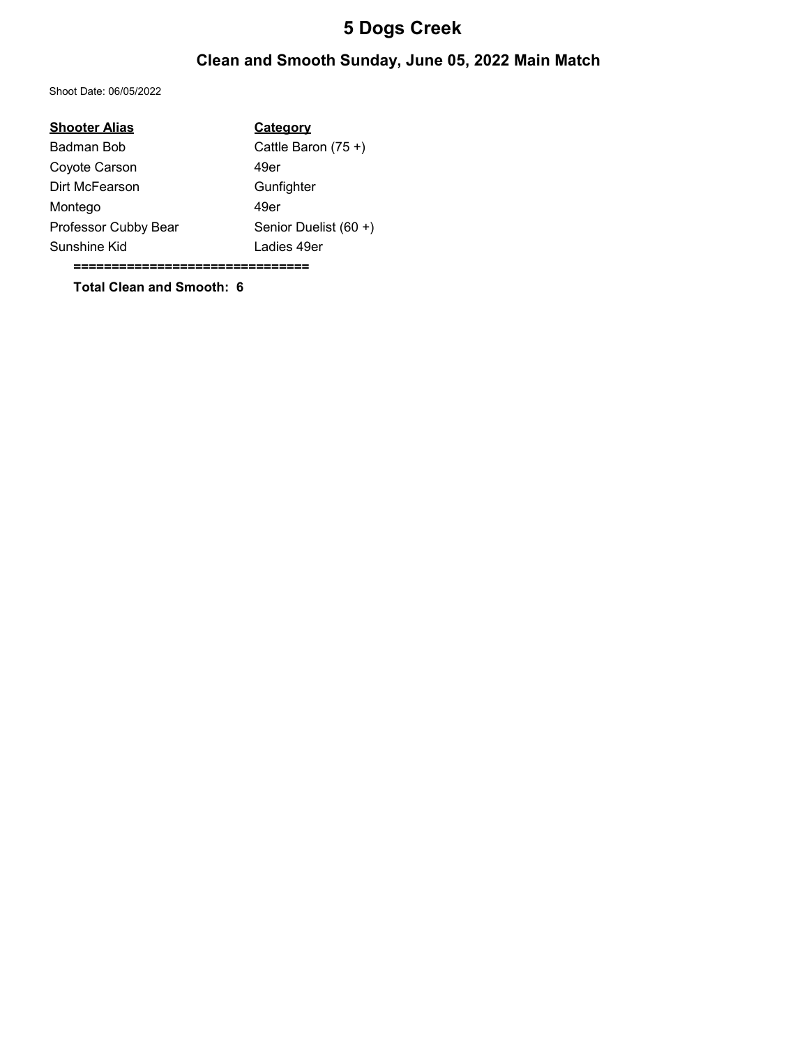# 5 Dogs Creek

## Clean and Smooth Sunday, June 05, 2022 Main Match

Shoot Date: 06/05/2022

| Shooter Alias | Category |
| --- | --- |
| Badman Bob | Cattle Baron (75 +) |
| Coyote Carson | 49er |
| Dirt McFearson | Gunfighter |
| Montego | 49er |
| Professor Cubby Bear | Senior Duelist (60 +) |
| Sunshine Kid | Ladies 49er |

**==============================**

**Total Clean and Smooth: 6**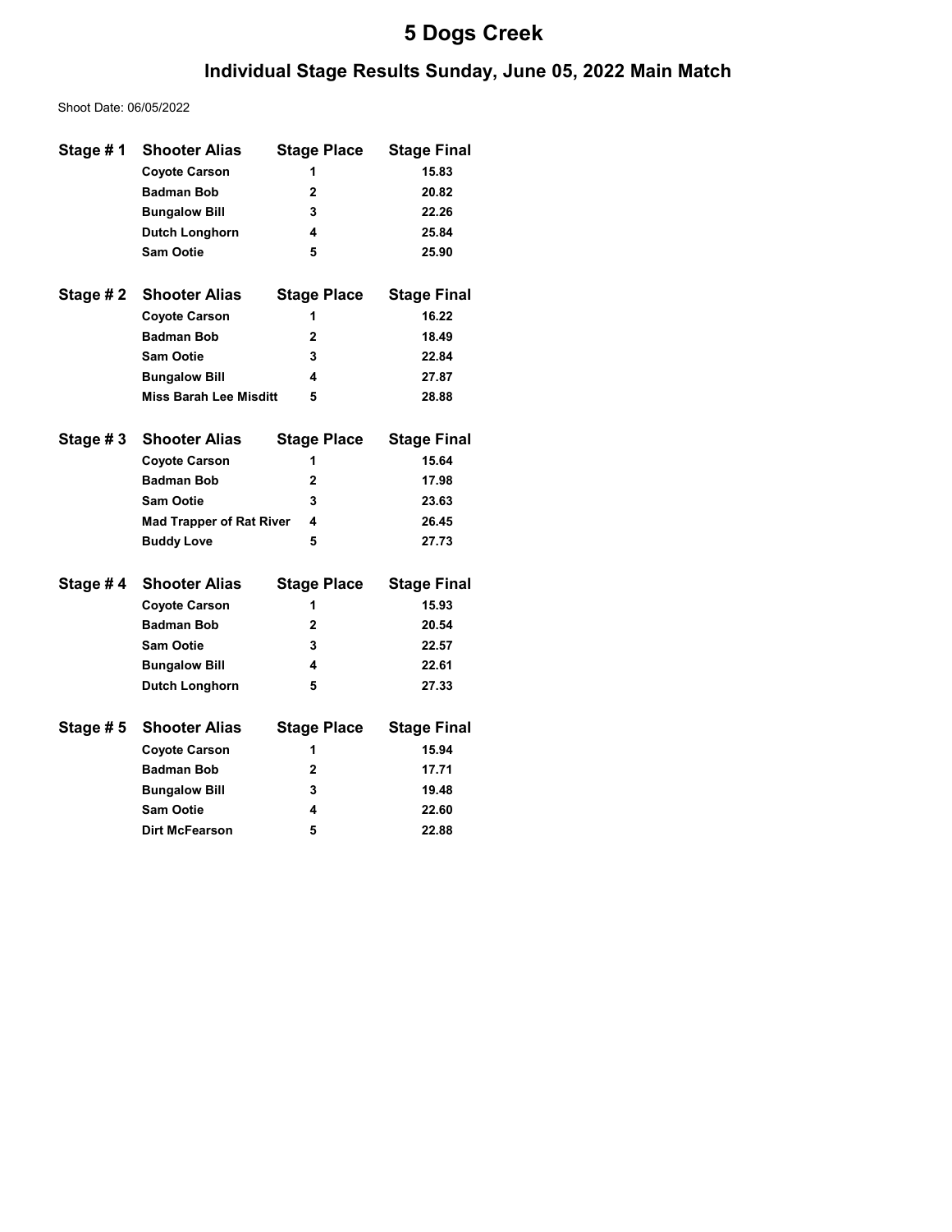# 5 Dogs Creek

## Individual Stage Results Sunday, June 05, 2022 Main Match

Shoot Date: 06/05/2022

| Stage # 1 | Shooter Alias | Stage Place | Stage Final |
|---|---|---|---|
| | Coyote Carson | 1 | 15.83 |
| | Badman Bob | 2 | 20.82 |
| | Bungalow Bill | 3 | 22.26 |
| | Dutch Longhorn | 4 | 25.84 |
| | Sam Ootie | 5 | 25.90 |

| Stage # 2 | Shooter Alias | Stage Place | Stage Final |
|---|---|---|---|
| | Coyote Carson | 1 | 16.22 |
| | Badman Bob | 2 | 18.49 |
| | Sam Ootie | 3 | 22.84 |
| | Bungalow Bill | 4 | 27.87 |
| | Miss Barah Lee Misditt | 5 | 28.88 |

| Stage # 3 | Shooter Alias | Stage Place | Stage Final |
|---|---|---|---|
| | Coyote Carson | 1 | 15.64 |
| | Badman Bob | 2 | 17.98 |
| | Sam Ootie | 3 | 23.63 |
| | Mad Trapper of Rat River | 4 | 26.45 |
| | Buddy Love | 5 | 27.73 |

| Stage # 4 | Shooter Alias | Stage Place | Stage Final |
|---|---|---|---|
| | Coyote Carson | 1 | 15.93 |
| | Badman Bob | 2 | 20.54 |
| | Sam Ootie | 3 | 22.57 |
| | Bungalow Bill | 4 | 22.61 |
| | Dutch Longhorn | 5 | 27.33 |

| Stage # 5 | Shooter Alias | Stage Place | Stage Final |
|---|---|---|---|
| | Coyote Carson | 1 | 15.94 |
| | Badman Bob | 2 | 17.71 |
| | Bungalow Bill | 3 | 19.48 |
| | Sam Ootie | 4 | 22.60 |
| | Dirt McFearson | 5 | 22.88 |